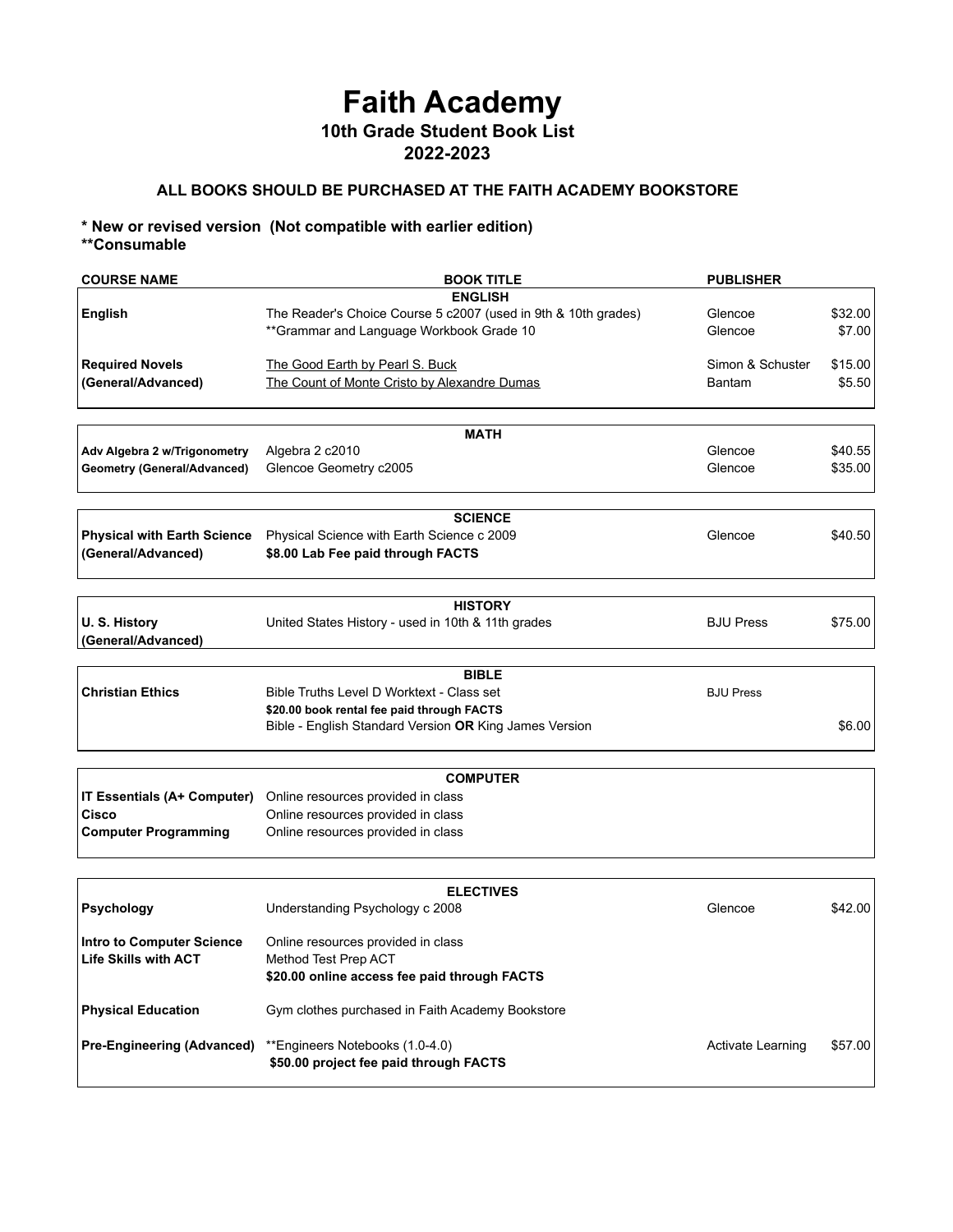# Faith Academy

## 10th Grade Student Book List

## 2022-2023

### ALL BOOKS SHOULD BE PURCHASED AT THE FAITH ACADEMY BOOKSTORE

**\* New or revised version (Not compatible with earlier edition)**
**\*\*Consumable**

| COURSE NAME | BOOK TITLE | PUBLISHER | |
|---|---|---|---|
| | **ENGLISH** | | |
| **English** | The Reader's Choice Course 5 c2007 (used in 9th & 10th grades) | Glencoe | $32.00 |
| | **Grammar and Language Workbook Grade 10 | Glencoe | $7.00 |
| **Required Novels** | The Good Earth by Pearl S. Buck | Simon & Schuster | $15.00 |
| **(General/Advanced)** | The Count of Monte Cristo by Alexandre Dumas | Bantam | $5.50 |
| | **MATH** | | |
| **Adv Algebra 2 w/Trigonometry** | Algebra 2 c2010 | Glencoe | $40.55 |
| **Geometry (General/Advanced)** | Glencoe Geometry c2005 | Glencoe | $35.00 |
| | **SCIENCE** | | |
| **Physical with Earth Science** | Physical Science with Earth Science c 2009 | Glencoe | $40.50 |
| **(General/Advanced)** | **$8.00 Lab Fee paid through FACTS** | | |
| | **HISTORY** | | |
| **U. S. History** | United States History - used in 10th & 11th grades | BJU Press | $75.00 |
| **(General/Advanced)** | | | |
| | **BIBLE** | | |
| **Christian Ethics** | Bible Truths Level D Worktext - Class set | BJU Press | |
| | **$20.00 book rental fee paid through FACTS** | | |
| | Bible - English Standard Version **OR** King James Version | | $6.00 |
| | **COMPUTER** | | |
| **IT Essentials (A+ Computer)** | Online resources provided in class | | |
| **Cisco** | Online resources provided in class | | |
| **Computer Programming** | Online resources provided in class | | |
| | **ELECTIVES** | | |
| **Psychology** | Understanding Psychology c 2008 | Glencoe | $42.00 |
| **Intro to Computer Science** | Online resources provided in class | | |
| **Life Skills with ACT** | Method Test Prep ACT | | |
| | **$20.00 online access fee paid through FACTS** | | |
| **Physical Education** | Gym clothes purchased in Faith Academy Bookstore | | |
| **Pre-Engineering (Advanced)** | **Engineers Notebooks (1.0-4.0) | Activate Learning | $57.00 |
| | **$50.00 project fee paid through FACTS** | | |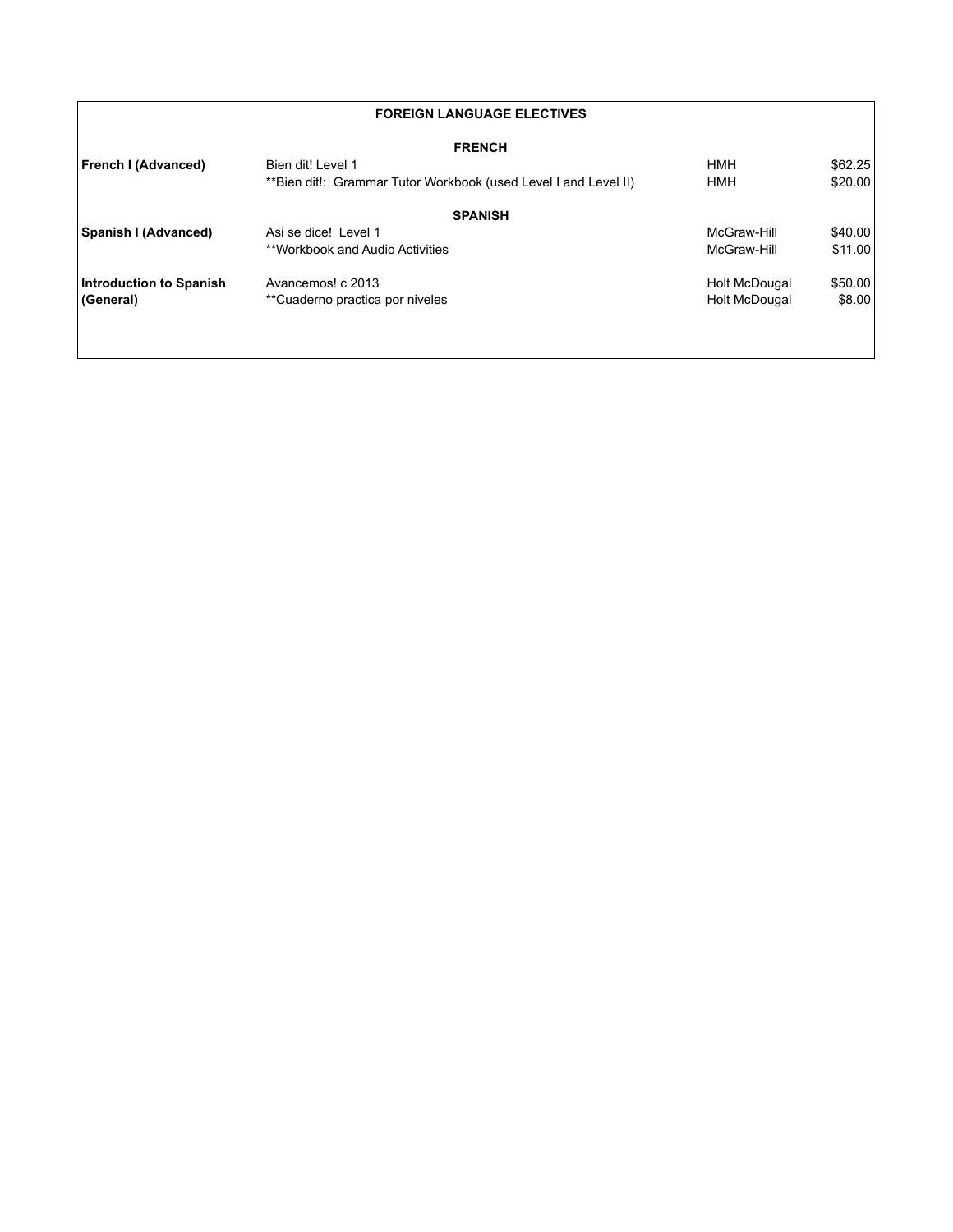## FOREIGN LANGUAGE ELECTIVES

### FRENCH

| | | | |
|---|---|---|---|
| **French I (Advanced)** | Bien dit! Level 1 | HMH | $62.25 |
| | **Bien dit!: Grammar Tutor Workbook (used Level I and Level II) | HMH | $20.00 |

### SPANISH

| | | | |
|---|---|---|---|
| **Spanish I (Advanced)** | Asi se dice! Level 1 | McGraw-Hill | $40.00 |
| | **Workbook and Audio Activities | McGraw-Hill | $11.00 |
| **Introduction to Spanish (General)** | Avancemos! c 2013 | Holt McDougal | $50.00 |
| | **Cuaderno practica por niveles | Holt McDougal | $8.00 |